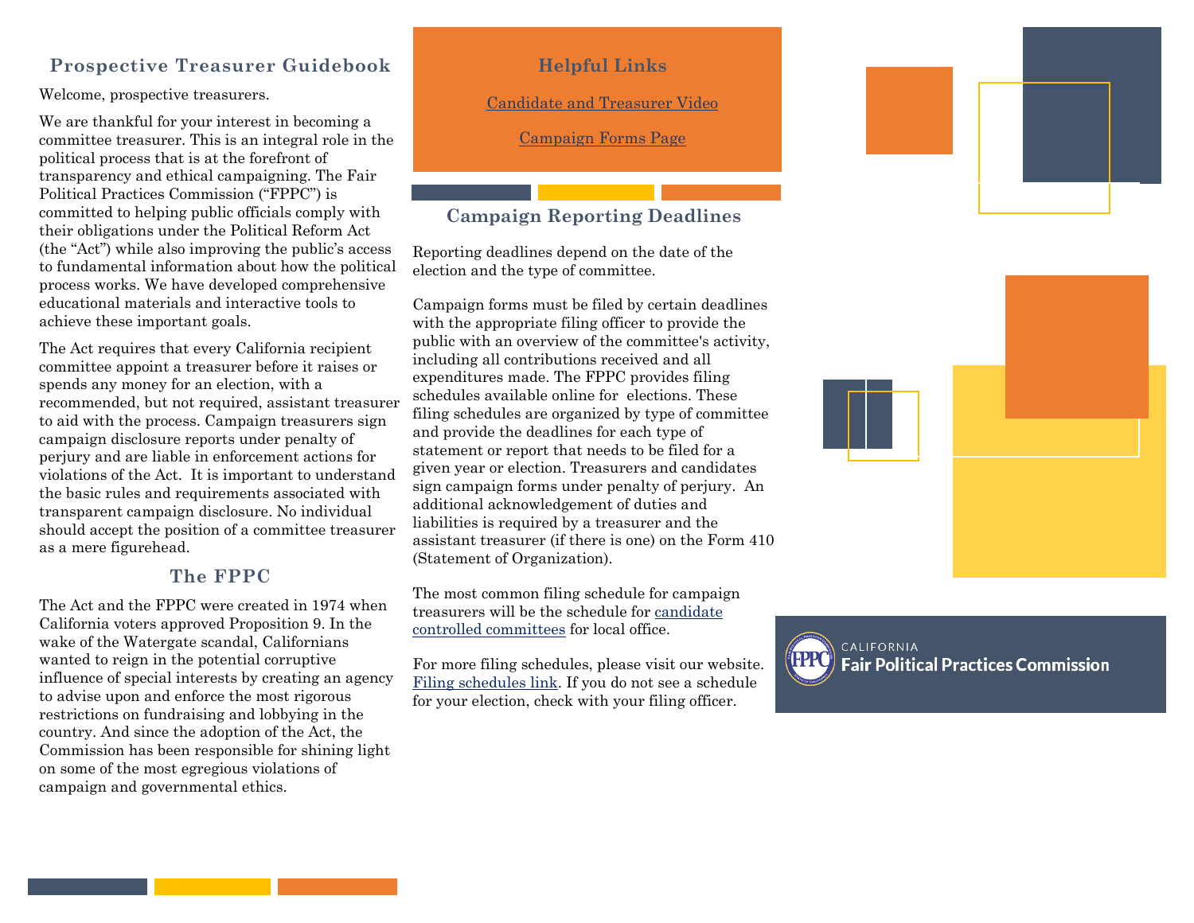# Prospective Treasurer Guidebook

Welcome, prospective treasurers.

We are thankful for your interest in becoming a committee treasurer. This is an integral role in the political process that is at the forefront of transparency and ethical campaigning. The Fair Political Practices Commission ("FPPC") is committed to helping public officials comply with their obligations under the Political Reform Act (the "Act") while also improving the public's access to fundamental information about how the political process works. We have developed comprehensive educational materials and interactive tools to achieve these important goals.

The Act requires that every California recipient committee appoint a treasurer before it raises or spends any money for an election, with a recommended, but not required, assistant treasurer to aid with the process. Campaign treasurers sign campaign disclosure reports under penalty of perjury and are liable in enforcement actions for violations of the Act. It is important to understand the basic rules and requirements associated with transparent campaign disclosure. No individual should accept the position of a committee treasurer as a mere figurehead.

## The FPPC

The Act and the FPPC were created in 1974 when California voters approved Proposition 9. In the wake of the Watergate scandal, Californians wanted to reign in the potential corruptive influence of special interests by creating an agency to advise upon and enforce the most rigorous restrictions on fundraising and lobbying in the country. And since the adoption of the Act, the Commission has been responsible for shining light on some of the most egregious violations of campaign and governmental ethics.

## Helpful Links

Candidate and Treasurer Video

Campaign Forms Page

## Campaign Reporting Deadlines

Reporting deadlines depend on the date of the election and the type of committee.

Campaign forms must be filed by certain deadlines with the appropriate filing officer to provide the public with an overview of the committee's activity, including all contributions received and all expenditures made. The FPPC provides filing schedules available online for elections. These filing schedules are organized by type of committee and provide the deadlines for each type of statement or report that needs to be filed for a given year or election. Treasurers and candidates sign campaign forms under penalty of perjury. An additional acknowledgement of duties and liabilities is required by a treasurer and the assistant treasurer (if there is one) on the Form 410 (Statement of Organization).

The most common filing schedule for campaign treasurers will be the schedule for candidate controlled committees for local office.

For more filing schedules, please visit our website. Filing schedules link. If you do not see a schedule for your election, check with your filing officer.

CALIFORNIA
**Fair Political Practices Commission**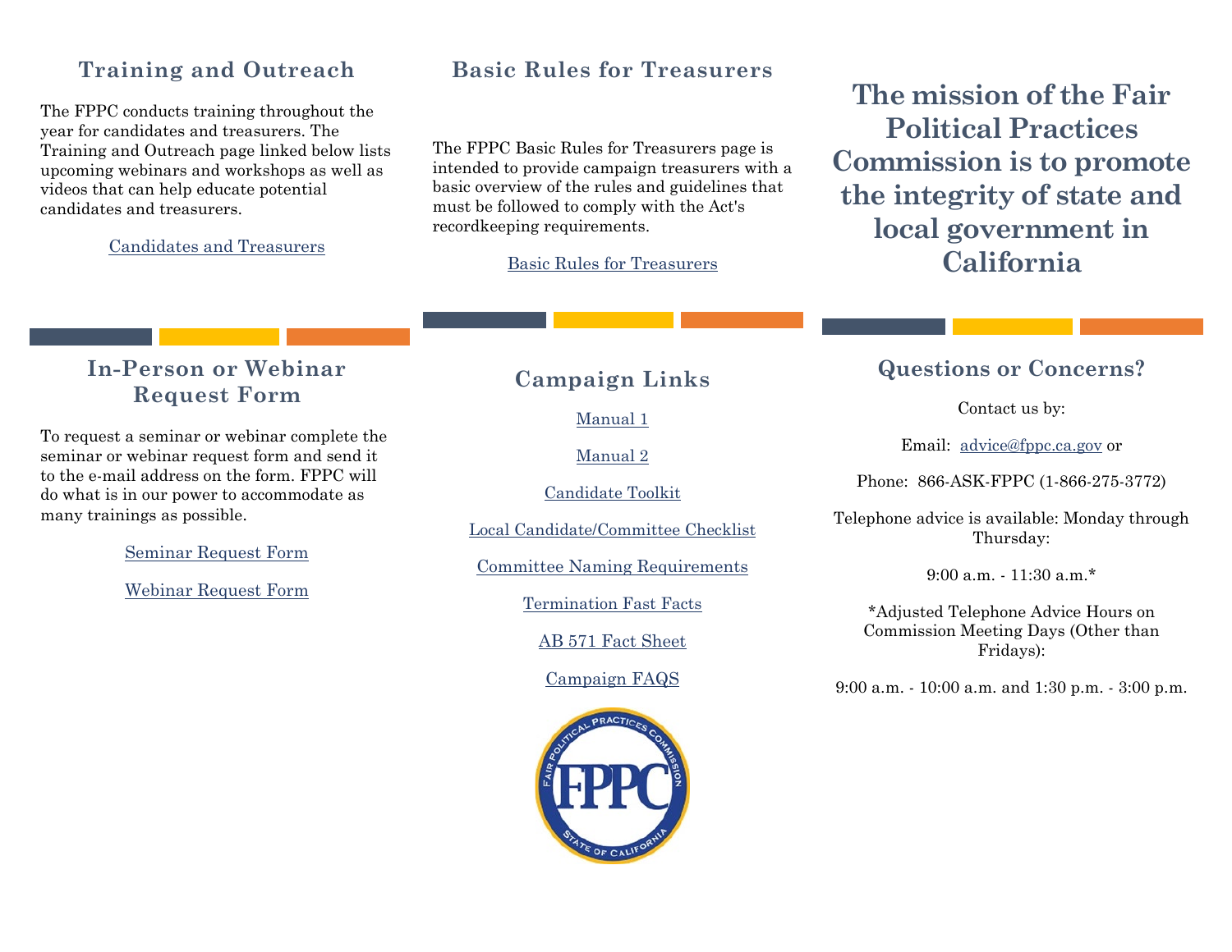## Training and Outreach

The FPPC conducts training throughout the year for candidates and treasurers. The Training and Outreach page linked below lists upcoming webinars and workshops as well as videos that can help educate potential candidates and treasurers.

Candidates and Treasurers

## In-Person or Webinar Request Form

To request a seminar or webinar complete the seminar or webinar request form and send it to the e-mail address on the form. FPPC will do what is in our power to accommodate as many trainings as possible.

Seminar Request Form

Webinar Request Form

## Basic Rules for Treasurers

The FPPC Basic Rules for Treasurers page is intended to provide campaign treasurers with a basic overview of the rules and guidelines that must be followed to comply with the Act's recordkeeping requirements.

Basic Rules for Treasurers

## Campaign Links

Manual 1

Manual 2

Candidate Toolkit

Local Candidate/Committee Checklist

Committee Naming Requirements

Termination Fast Facts

AB 571 Fact Sheet

Campaign FAQS

# The mission of the Fair Political Practices Commission is to promote the integrity of state and local government in California

## Questions or Concerns?

Contact us by:

Email: advice@fppc.ca.gov or

Phone: 866-ASK-FPPC (1-866-275-3772)

Telephone advice is available: Monday through Thursday:

9:00 a.m. - 11:30 a.m.*

*Adjusted Telephone Advice Hours on Commission Meeting Days (Other than Fridays):

9:00 a.m. - 10:00 a.m. and 1:30 p.m. - 3:00 p.m.